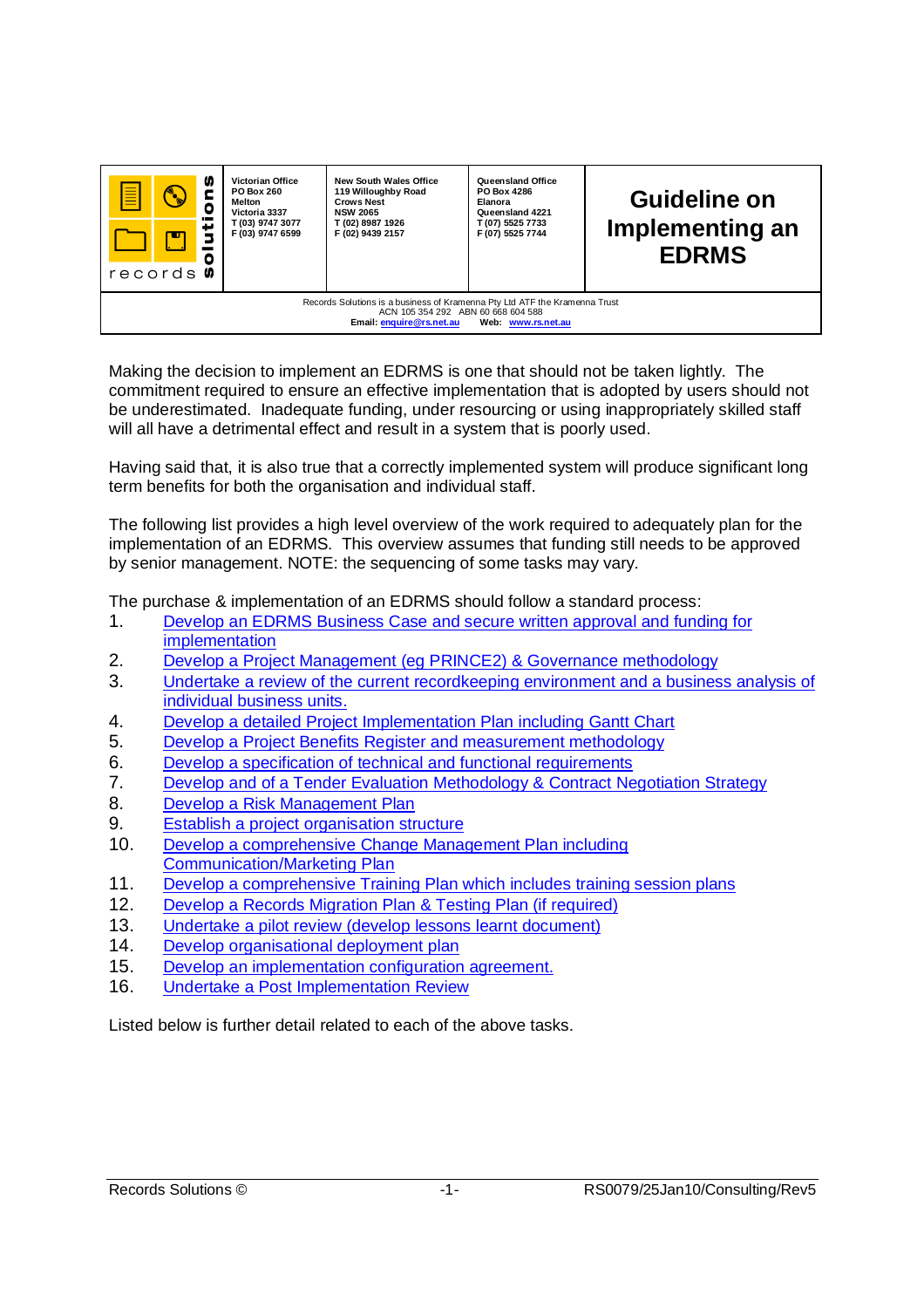| records solutions | Victorian Office<br>PO Box 260<br>Melton<br>Victoria 3337<br>T (03) 9747 3077<br>F (03) 9747 6599 | New South Wales Office<br>119 Willoughby Road<br>Crows Nest<br>NSW 2065<br>T (02) 8987 1926<br>F (02) 9439 2157 | Queensland Office<br>PO Box 4286<br>Elanora<br>Queensland 4221<br>T (07) 5525 7733<br>F (07) 5525 7744 | **Guideline on Implementing an EDRMS** |
|---|---|---|---|---|

Records Solutions is a business of Kramenna Pty Ltd ATF the Kramenna Trust
ACN 105 354 292 ABN 60 668 604 588
**Email:** enquire@rs.net.au **Web:** www.rs.net.au

# Guideline on Implementing an EDRMS

Making the decision to implement an EDRMS is one that should not be taken lightly. The commitment required to ensure an effective implementation that is adopted by users should not be underestimated. Inadequate funding, under resourcing or using inappropriately skilled staff will all have a detrimental effect and result in a system that is poorly used.

Having said that, it is also true that a correctly implemented system will produce significant long term benefits for both the organisation and individual staff.

The following list provides a high level overview of the work required to adequately plan for the implementation of an EDRMS. This overview assumes that funding still needs to be approved by senior management. NOTE: the sequencing of some tasks may vary.

The purchase & implementation of an EDRMS should follow a standard process:

1. Develop an EDRMS Business Case and secure written approval and funding for implementation
2. Develop a Project Management (eg PRINCE2) & Governance methodology
3. Undertake a review of the current recordkeeping environment and a business analysis of individual business units.
4. Develop a detailed Project Implementation Plan including Gantt Chart
5. Develop a Project Benefits Register and measurement methodology
6. Develop a specification of technical and functional requirements
7. Develop and of a Tender Evaluation Methodology & Contract Negotiation Strategy
8. Develop a Risk Management Plan
9. Establish a project organisation structure
10. Develop a comprehensive Change Management Plan including Communication/Marketing Plan
11. Develop a comprehensive Training Plan which includes training session plans
12. Develop a Records Migration Plan & Testing Plan (if required)
13. Undertake a pilot review (develop lessons learnt document)
14. Develop organisational deployment plan
15. Develop an implementation configuration agreement.
16. Undertake a Post Implementation Review

Listed below is further detail related to each of the above tasks.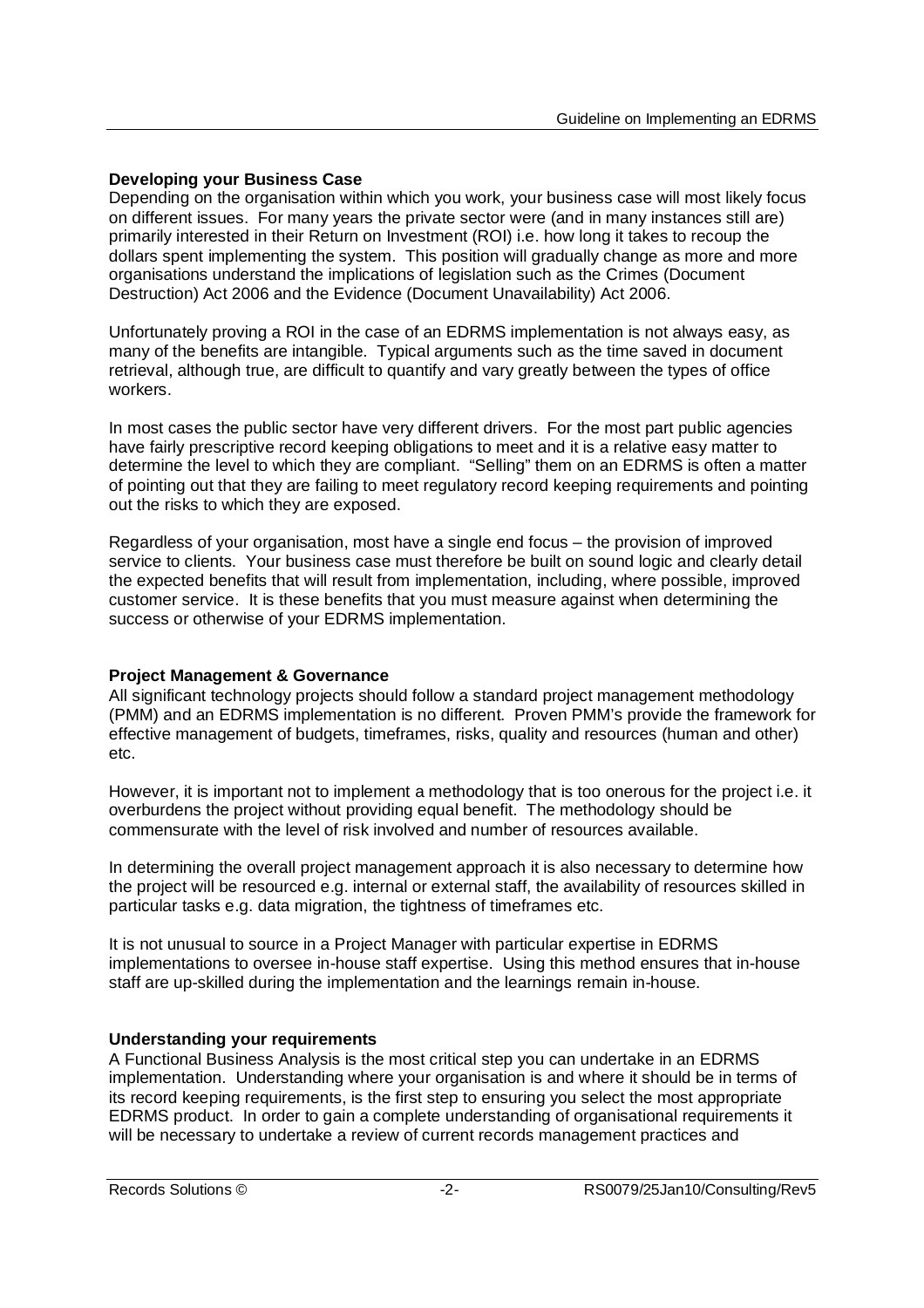**Developing your Business Case**

Depending on the organisation within which you work, your business case will most likely focus on different issues. For many years the private sector were (and in many instances still are) primarily interested in their Return on Investment (ROI) i.e. how long it takes to recoup the dollars spent implementing the system. This position will gradually change as more and more organisations understand the implications of legislation such as the Crimes (Document Destruction) Act 2006 and the Evidence (Document Unavailability) Act 2006.

Unfortunately proving a ROI in the case of an EDRMS implementation is not always easy, as many of the benefits are intangible. Typical arguments such as the time saved in document retrieval, although true, are difficult to quantify and vary greatly between the types of office workers.

In most cases the public sector have very different drivers. For the most part public agencies have fairly prescriptive record keeping obligations to meet and it is a relative easy matter to determine the level to which they are compliant. "Selling" them on an EDRMS is often a matter of pointing out that they are failing to meet regulatory record keeping requirements and pointing out the risks to which they are exposed.

Regardless of your organisation, most have a single end focus – the provision of improved service to clients. Your business case must therefore be built on sound logic and clearly detail the expected benefits that will result from implementation, including, where possible, improved customer service. It is these benefits that you must measure against when determining the success or otherwise of your EDRMS implementation.

**Project Management & Governance**

All significant technology projects should follow a standard project management methodology (PMM) and an EDRMS implementation is no different. Proven PMM's provide the framework for effective management of budgets, timeframes, risks, quality and resources (human and other) etc.

However, it is important not to implement a methodology that is too onerous for the project i.e. it overburdens the project without providing equal benefit. The methodology should be commensurate with the level of risk involved and number of resources available.

In determining the overall project management approach it is also necessary to determine how the project will be resourced e.g. internal or external staff, the availability of resources skilled in particular tasks e.g. data migration, the tightness of timeframes etc.

It is not unusual to source in a Project Manager with particular expertise in EDRMS implementations to oversee in-house staff expertise. Using this method ensures that in-house staff are up-skilled during the implementation and the learnings remain in-house.

**Understanding your requirements**

A Functional Business Analysis is the most critical step you can undertake in an EDRMS implementation. Understanding where your organisation is and where it should be in terms of its record keeping requirements, is the first step to ensuring you select the most appropriate EDRMS product. In order to gain a complete understanding of organisational requirements it will be necessary to undertake a review of current records management practices and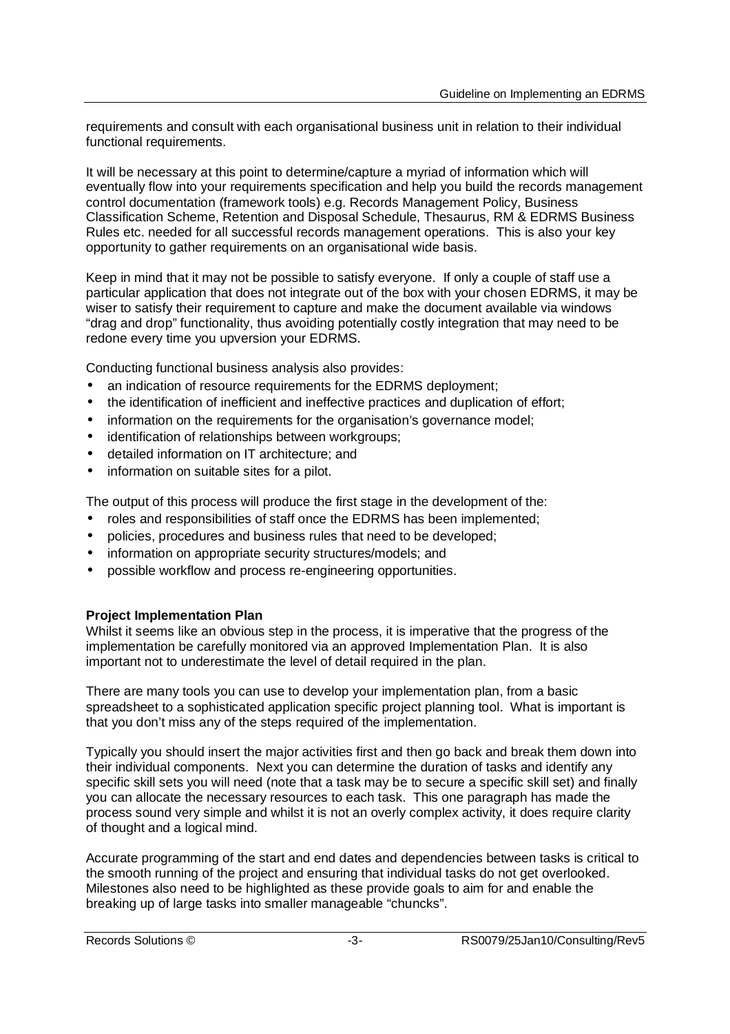requirements and consult with each organisational business unit in relation to their individual functional requirements.

It will be necessary at this point to determine/capture a myriad of information which will eventually flow into your requirements specification and help you build the records management control documentation (framework tools) e.g. Records Management Policy, Business Classification Scheme, Retention and Disposal Schedule, Thesaurus, RM & EDRMS Business Rules etc. needed for all successful records management operations. This is also your key opportunity to gather requirements on an organisational wide basis.

Keep in mind that it may not be possible to satisfy everyone. If only a couple of staff use a particular application that does not integrate out of the box with your chosen EDRMS, it may be wiser to satisfy their requirement to capture and make the document available via windows "drag and drop" functionality, thus avoiding potentially costly integration that may need to be redone every time you upversion your EDRMS.

Conducting functional business analysis also provides:

- an indication of resource requirements for the EDRMS deployment;
- the identification of inefficient and ineffective practices and duplication of effort;
- information on the requirements for the organisation's governance model;
- identification of relationships between workgroups;
- detailed information on IT architecture; and
- information on suitable sites for a pilot.

The output of this process will produce the first stage in the development of the:

- roles and responsibilities of staff once the EDRMS has been implemented;
- policies, procedures and business rules that need to be developed;
- information on appropriate security structures/models; and
- possible workflow and process re-engineering opportunities.

**Project Implementation Plan**

Whilst it seems like an obvious step in the process, it is imperative that the progress of the implementation be carefully monitored via an approved Implementation Plan. It is also important not to underestimate the level of detail required in the plan.

There are many tools you can use to develop your implementation plan, from a basic spreadsheet to a sophisticated application specific project planning tool. What is important is that you don't miss any of the steps required of the implementation.

Typically you should insert the major activities first and then go back and break them down into their individual components. Next you can determine the duration of tasks and identify any specific skill sets you will need (note that a task may be to secure a specific skill set) and finally you can allocate the necessary resources to each task. This one paragraph has made the process sound very simple and whilst it is not an overly complex activity, it does require clarity of thought and a logical mind.

Accurate programming of the start and end dates and dependencies between tasks is critical to the smooth running of the project and ensuring that individual tasks do not get overlooked. Milestones also need to be highlighted as these provide goals to aim for and enable the breaking up of large tasks into smaller manageable "chuncks".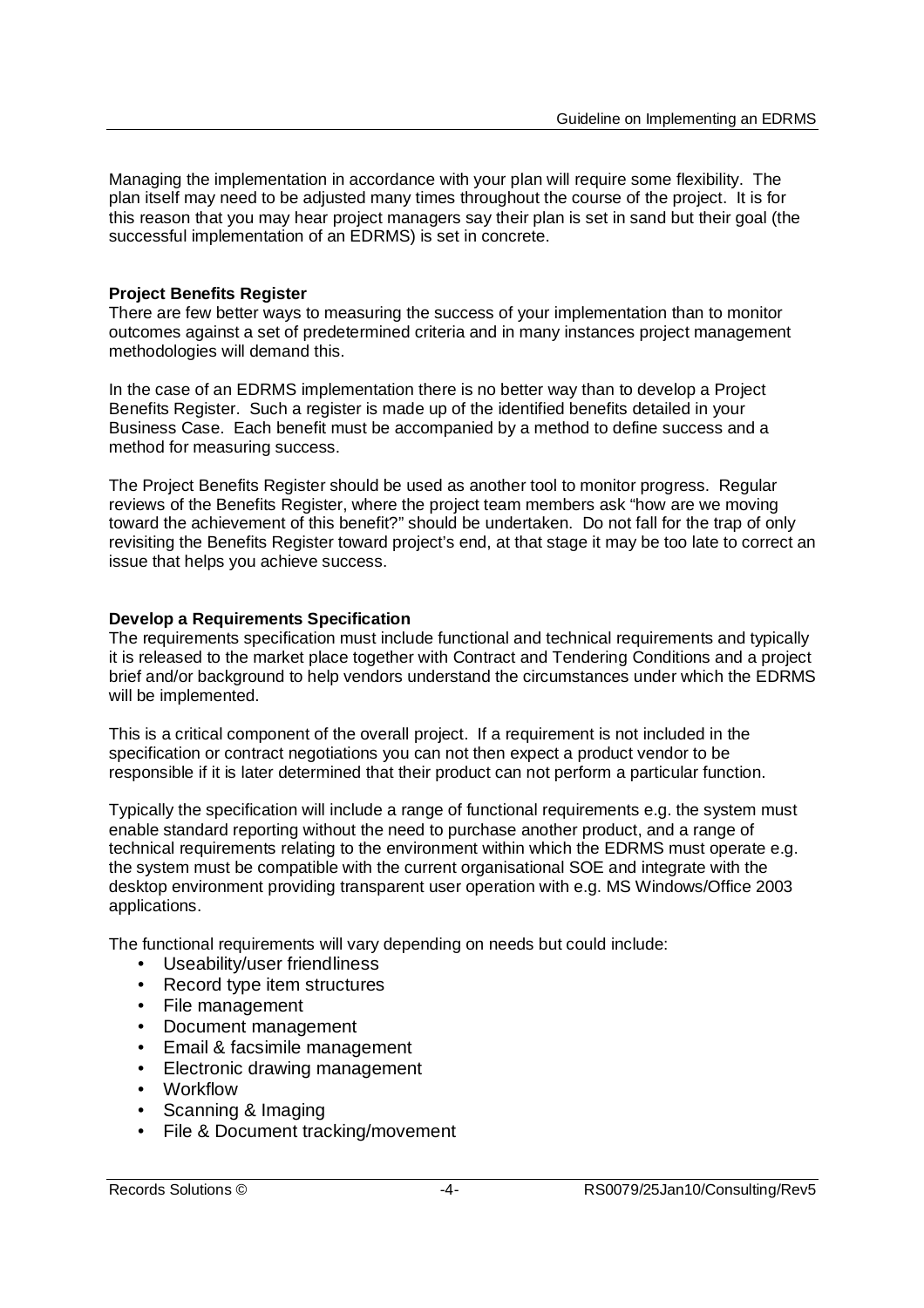Managing the implementation in accordance with your plan will require some flexibility. The plan itself may need to be adjusted many times throughout the course of the project. It is for this reason that you may hear project managers say their plan is set in sand but their goal (the successful implementation of an EDRMS) is set in concrete.

**Project Benefits Register**

There are few better ways to measuring the success of your implementation than to monitor outcomes against a set of predetermined criteria and in many instances project management methodologies will demand this.

In the case of an EDRMS implementation there is no better way than to develop a Project Benefits Register. Such a register is made up of the identified benefits detailed in your Business Case. Each benefit must be accompanied by a method to define success and a method for measuring success.

The Project Benefits Register should be used as another tool to monitor progress. Regular reviews of the Benefits Register, where the project team members ask "how are we moving toward the achievement of this benefit?" should be undertaken. Do not fall for the trap of only revisiting the Benefits Register toward project's end, at that stage it may be too late to correct an issue that helps you achieve success.

**Develop a Requirements Specification**

The requirements specification must include functional and technical requirements and typically it is released to the market place together with Contract and Tendering Conditions and a project brief and/or background to help vendors understand the circumstances under which the EDRMS will be implemented.

This is a critical component of the overall project. If a requirement is not included in the specification or contract negotiations you can not then expect a product vendor to be responsible if it is later determined that their product can not perform a particular function.

Typically the specification will include a range of functional requirements e.g. the system must enable standard reporting without the need to purchase another product, and a range of technical requirements relating to the environment within which the EDRMS must operate e.g. the system must be compatible with the current organisational SOE and integrate with the desktop environment providing transparent user operation with e.g. MS Windows/Office 2003 applications.

The functional requirements will vary depending on needs but could include:

- Useability/user friendliness
- Record type item structures
- File management
- Document management
- Email & facsimile management
- Electronic drawing management
- Workflow
- Scanning & Imaging
- File & Document tracking/movement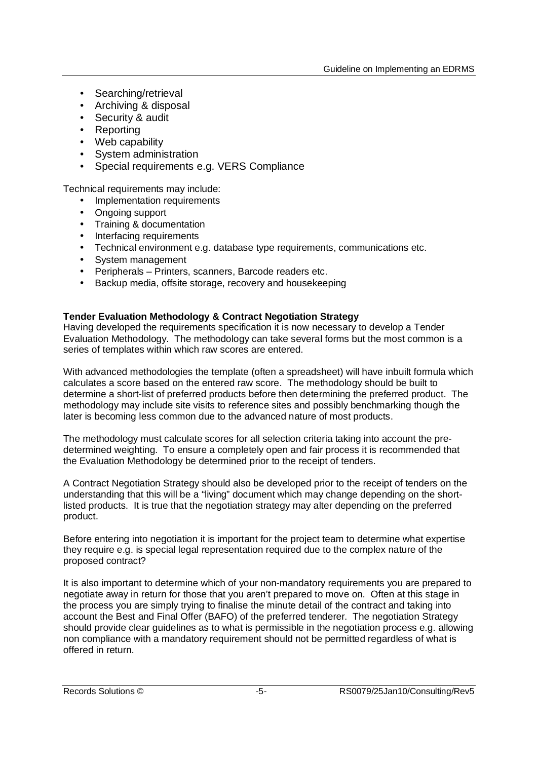- Searching/retrieval
- Archiving & disposal
- Security & audit
- Reporting
- Web capability
- System administration
- Special requirements e.g. VERS Compliance

Technical requirements may include:

- Implementation requirements
- Ongoing support
- Training & documentation
- Interfacing requirements
- Technical environment e.g. database type requirements, communications etc.
- System management
- Peripherals – Printers, scanners, Barcode readers etc.
- Backup media, offsite storage, recovery and housekeeping

**Tender Evaluation Methodology & Contract Negotiation Strategy**

Having developed the requirements specification it is now necessary to develop a Tender Evaluation Methodology. The methodology can take several forms but the most common is a series of templates within which raw scores are entered.

With advanced methodologies the template (often a spreadsheet) will have inbuilt formula which calculates a score based on the entered raw score. The methodology should be built to determine a short-list of preferred products before then determining the preferred product. The methodology may include site visits to reference sites and possibly benchmarking though the later is becoming less common due to the advanced nature of most products.

The methodology must calculate scores for all selection criteria taking into account the pre-determined weighting. To ensure a completely open and fair process it is recommended that the Evaluation Methodology be determined prior to the receipt of tenders.

A Contract Negotiation Strategy should also be developed prior to the receipt of tenders on the understanding that this will be a "living" document which may change depending on the short-listed products. It is true that the negotiation strategy may alter depending on the preferred product.

Before entering into negotiation it is important for the project team to determine what expertise they require e.g. is special legal representation required due to the complex nature of the proposed contract?

It is also important to determine which of your non-mandatory requirements you are prepared to negotiate away in return for those that you aren't prepared to move on. Often at this stage in the process you are simply trying to finalise the minute detail of the contract and taking into account the Best and Final Offer (BAFO) of the preferred tenderer. The negotiation Strategy should provide clear guidelines as to what is permissible in the negotiation process e.g. allowing non compliance with a mandatory requirement should not be permitted regardless of what is offered in return.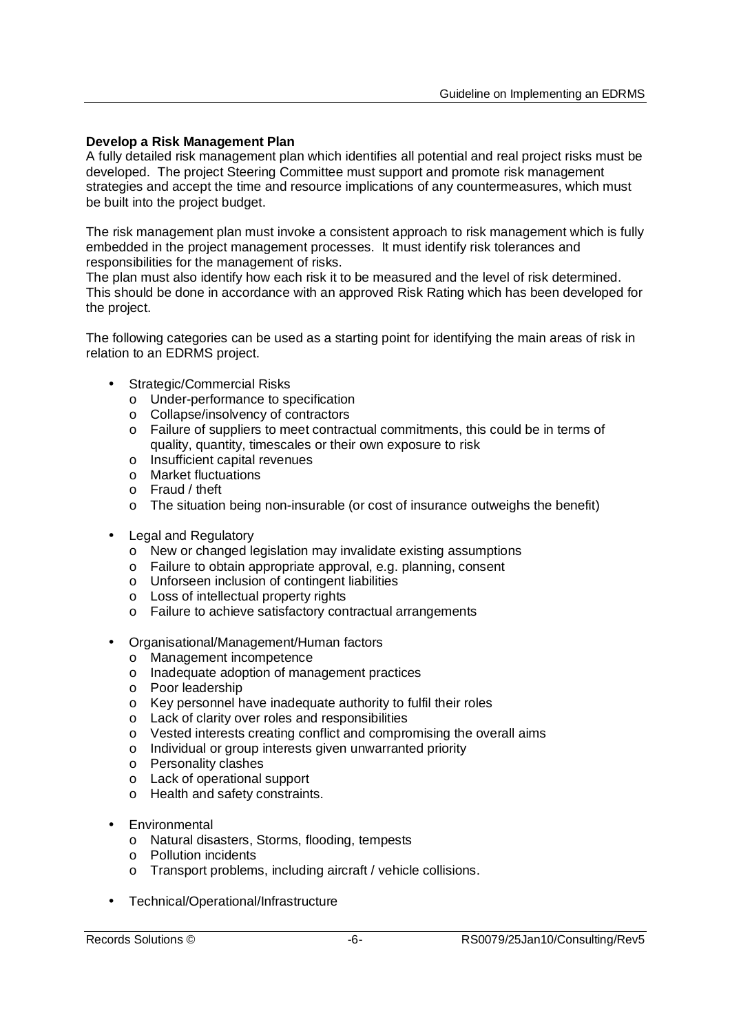**Develop a Risk Management Plan**

A fully detailed risk management plan which identifies all potential and real project risks must be developed. The project Steering Committee must support and promote risk management strategies and accept the time and resource implications of any countermeasures, which must be built into the project budget.

The risk management plan must invoke a consistent approach to risk management which is fully embedded in the project management processes. It must identify risk tolerances and responsibilities for the management of risks.

The plan must also identify how each risk it to be measured and the level of risk determined. This should be done in accordance with an approved Risk Rating which has been developed for the project.

The following categories can be used as a starting point for identifying the main areas of risk in relation to an EDRMS project.

- Strategic/Commercial Risks
  - Under-performance to specification
  - Collapse/insolvency of contractors
  - Failure of suppliers to meet contractual commitments, this could be in terms of quality, quantity, timescales or their own exposure to risk
  - Insufficient capital revenues
  - Market fluctuations
  - Fraud / theft
  - The situation being non-insurable (or cost of insurance outweighs the benefit)
- Legal and Regulatory
  - New or changed legislation may invalidate existing assumptions
  - Failure to obtain appropriate approval, e.g. planning, consent
  - Unforseen inclusion of contingent liabilities
  - Loss of intellectual property rights
  - Failure to achieve satisfactory contractual arrangements
- Organisational/Management/Human factors
  - Management incompetence
  - Inadequate adoption of management practices
  - Poor leadership
  - Key personnel have inadequate authority to fulfil their roles
  - Lack of clarity over roles and responsibilities
  - Vested interests creating conflict and compromising the overall aims
  - Individual or group interests given unwarranted priority
  - Personality clashes
  - Lack of operational support
  - Health and safety constraints.
- Environmental
  - Natural disasters, Storms, flooding, tempests
  - Pollution incidents
  - Transport problems, including aircraft / vehicle collisions.
- Technical/Operational/Infrastructure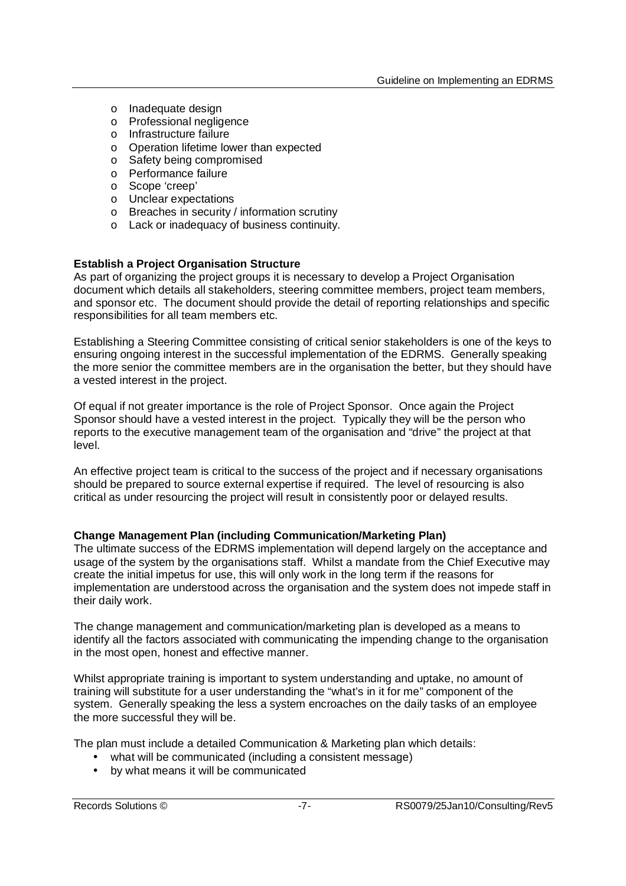- Inadequate design
- Professional negligence
- Infrastructure failure
- Operation lifetime lower than expected
- Safety being compromised
- Performance failure
- Scope 'creep'
- Unclear expectations
- Breaches in security / information scrutiny
- Lack or inadequacy of business continuity.

**Establish a Project Organisation Structure**

As part of organizing the project groups it is necessary to develop a Project Organisation document which details all stakeholders, steering committee members, project team members, and sponsor etc. The document should provide the detail of reporting relationships and specific responsibilities for all team members etc.

Establishing a Steering Committee consisting of critical senior stakeholders is one of the keys to ensuring ongoing interest in the successful implementation of the EDRMS. Generally speaking the more senior the committee members are in the organisation the better, but they should have a vested interest in the project.

Of equal if not greater importance is the role of Project Sponsor. Once again the Project Sponsor should have a vested interest in the project. Typically they will be the person who reports to the executive management team of the organisation and "drive" the project at that level.

An effective project team is critical to the success of the project and if necessary organisations should be prepared to source external expertise if required. The level of resourcing is also critical as under resourcing the project will result in consistently poor or delayed results.

**Change Management Plan (including Communication/Marketing Plan)**

The ultimate success of the EDRMS implementation will depend largely on the acceptance and usage of the system by the organisations staff. Whilst a mandate from the Chief Executive may create the initial impetus for use, this will only work in the long term if the reasons for implementation are understood across the organisation and the system does not impede staff in their daily work.

The change management and communication/marketing plan is developed as a means to identify all the factors associated with communicating the impending change to the organisation in the most open, honest and effective manner.

Whilst appropriate training is important to system understanding and uptake, no amount of training will substitute for a user understanding the "what's in it for me" component of the system. Generally speaking the less a system encroaches on the daily tasks of an employee the more successful they will be.

The plan must include a detailed Communication & Marketing plan which details:

- what will be communicated (including a consistent message)
- by what means it will be communicated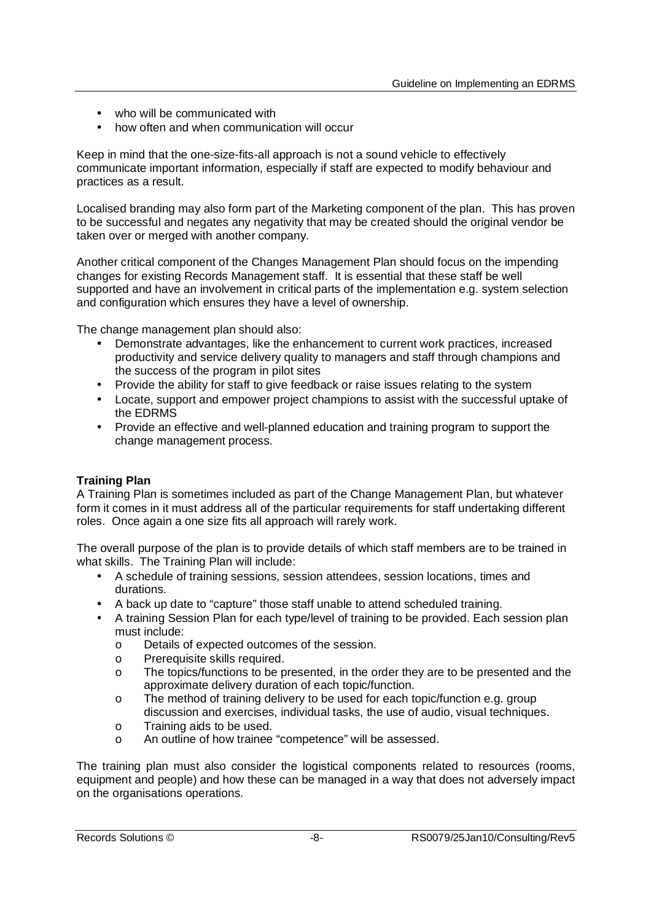- who will be communicated with
- how often and when communication will occur

Keep in mind that the one-size-fits-all approach is not a sound vehicle to effectively communicate important information, especially if staff are expected to modify behaviour and practices as a result.

Localised branding may also form part of the Marketing component of the plan. This has proven to be successful and negates any negativity that may be created should the original vendor be taken over or merged with another company.

Another critical component of the Changes Management Plan should focus on the impending changes for existing Records Management staff. It is essential that these staff be well supported and have an involvement in critical parts of the implementation e.g. system selection and configuration which ensures they have a level of ownership.

The change management plan should also:

- Demonstrate advantages, like the enhancement to current work practices, increased productivity and service delivery quality to managers and staff through champions and the success of the program in pilot sites
- Provide the ability for staff to give feedback or raise issues relating to the system
- Locate, support and empower project champions to assist with the successful uptake of the EDRMS
- Provide an effective and well-planned education and training program to support the change management process.

**Training Plan**

A Training Plan is sometimes included as part of the Change Management Plan, but whatever form it comes in it must address all of the particular requirements for staff undertaking different roles. Once again a one size fits all approach will rarely work.

The overall purpose of the plan is to provide details of which staff members are to be trained in what skills. The Training Plan will include:

- A schedule of training sessions, session attendees, session locations, times and durations.
- A back up date to "capture" those staff unable to attend scheduled training.
- A training Session Plan for each type/level of training to be provided. Each session plan must include:
  - Details of expected outcomes of the session.
  - Prerequisite skills required.
  - The topics/functions to be presented, in the order they are to be presented and the approximate delivery duration of each topic/function.
  - The method of training delivery to be used for each topic/function e.g. group discussion and exercises, individual tasks, the use of audio, visual techniques.
  - Training aids to be used.
  - An outline of how trainee "competence" will be assessed.

The training plan must also consider the logistical components related to resources (rooms, equipment and people) and how these can be managed in a way that does not adversely impact on the organisations operations.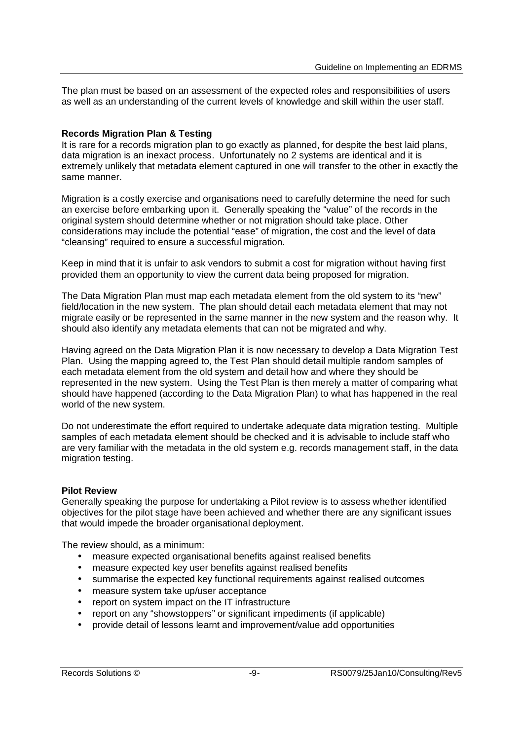The plan must be based on an assessment of the expected roles and responsibilities of users as well as an understanding of the current levels of knowledge and skill within the user staff.

**Records Migration Plan & Testing**

It is rare for a records migration plan to go exactly as planned, for despite the best laid plans, data migration is an inexact process. Unfortunately no 2 systems are identical and it is extremely unlikely that metadata element captured in one will transfer to the other in exactly the same manner.

Migration is a costly exercise and organisations need to carefully determine the need for such an exercise before embarking upon it. Generally speaking the "value" of the records in the original system should determine whether or not migration should take place. Other considerations may include the potential "ease" of migration, the cost and the level of data "cleansing" required to ensure a successful migration.

Keep in mind that it is unfair to ask vendors to submit a cost for migration without having first provided them an opportunity to view the current data being proposed for migration.

The Data Migration Plan must map each metadata element from the old system to its "new" field/location in the new system. The plan should detail each metadata element that may not migrate easily or be represented in the same manner in the new system and the reason why. It should also identify any metadata elements that can not be migrated and why.

Having agreed on the Data Migration Plan it is now necessary to develop a Data Migration Test Plan. Using the mapping agreed to, the Test Plan should detail multiple random samples of each metadata element from the old system and detail how and where they should be represented in the new system. Using the Test Plan is then merely a matter of comparing what should have happened (according to the Data Migration Plan) to what has happened in the real world of the new system.

Do not underestimate the effort required to undertake adequate data migration testing. Multiple samples of each metadata element should be checked and it is advisable to include staff who are very familiar with the metadata in the old system e.g. records management staff, in the data migration testing.

**Pilot Review**

Generally speaking the purpose for undertaking a Pilot review is to assess whether identified objectives for the pilot stage have been achieved and whether there are any significant issues that would impede the broader organisational deployment.

The review should, as a minimum:

- measure expected organisational benefits against realised benefits
- measure expected key user benefits against realised benefits
- summarise the expected key functional requirements against realised outcomes
- measure system take up/user acceptance
- report on system impact on the IT infrastructure
- report on any "showstoppers" or significant impediments (if applicable)
- provide detail of lessons learnt and improvement/value add opportunities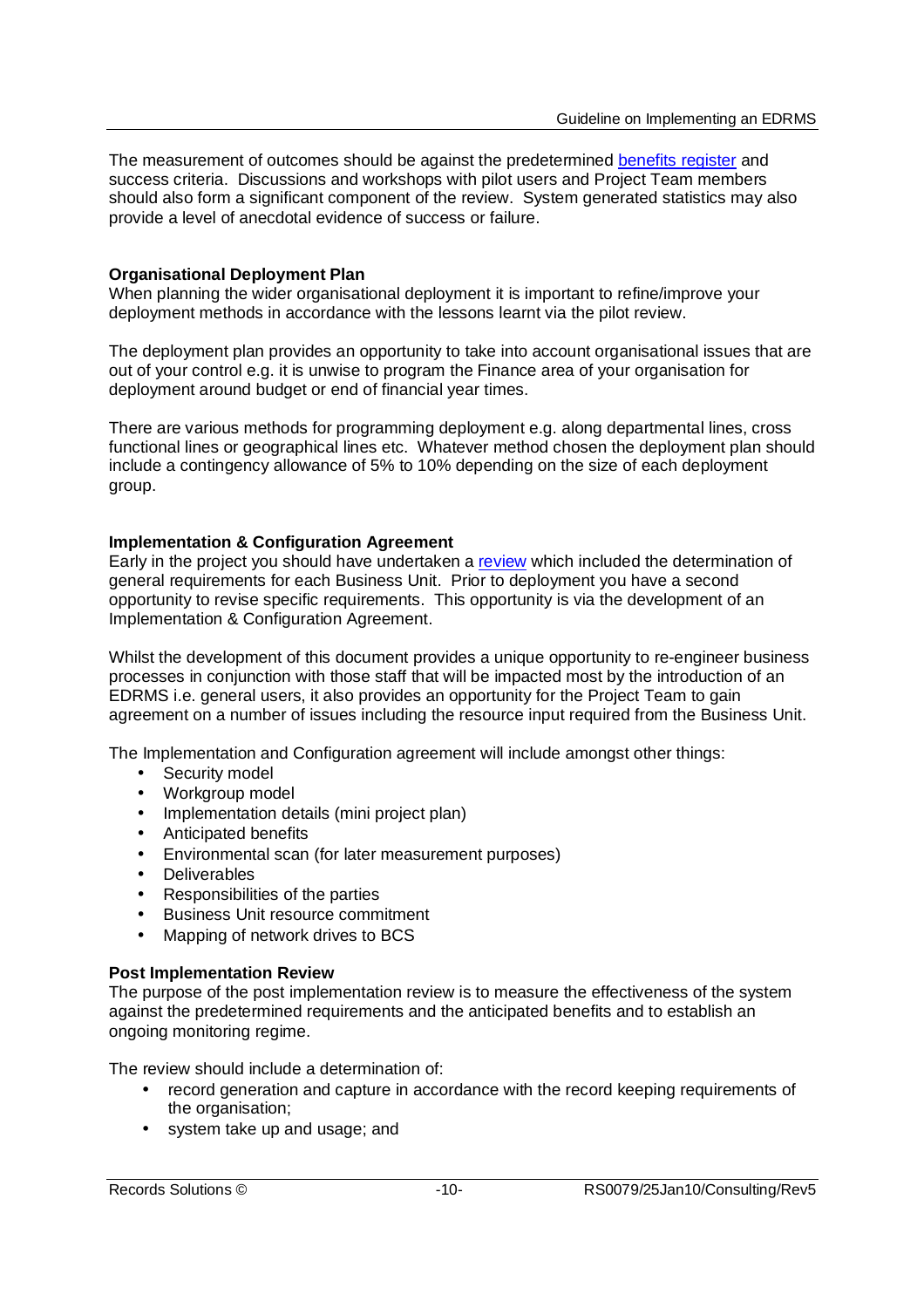The measurement of outcomes should be against the predetermined benefits register and success criteria. Discussions and workshops with pilot users and Project Team members should also form a significant component of the review. System generated statistics may also provide a level of anecdotal evidence of success or failure.

**Organisational Deployment Plan**
When planning the wider organisational deployment it is important to refine/improve your deployment methods in accordance with the lessons learnt via the pilot review.

The deployment plan provides an opportunity to take into account organisational issues that are out of your control e.g. it is unwise to program the Finance area of your organisation for deployment around budget or end of financial year times.

There are various methods for programming deployment e.g. along departmental lines, cross functional lines or geographical lines etc. Whatever method chosen the deployment plan should include a contingency allowance of 5% to 10% depending on the size of each deployment group.

**Implementation & Configuration Agreement**
Early in the project you should have undertaken a review which included the determination of general requirements for each Business Unit. Prior to deployment you have a second opportunity to revise specific requirements. This opportunity is via the development of an Implementation & Configuration Agreement.

Whilst the development of this document provides a unique opportunity to re-engineer business processes in conjunction with those staff that will be impacted most by the introduction of an EDRMS i.e. general users, it also provides an opportunity for the Project Team to gain agreement on a number of issues including the resource input required from the Business Unit.

The Implementation and Configuration agreement will include amongst other things:

- Security model
- Workgroup model
- Implementation details (mini project plan)
- Anticipated benefits
- Environmental scan (for later measurement purposes)
- Deliverables
- Responsibilities of the parties
- Business Unit resource commitment
- Mapping of network drives to BCS

**Post Implementation Review**
The purpose of the post implementation review is to measure the effectiveness of the system against the predetermined requirements and the anticipated benefits and to establish an ongoing monitoring regime.

The review should include a determination of:

- record generation and capture in accordance with the record keeping requirements of the organisation;
- system take up and usage; and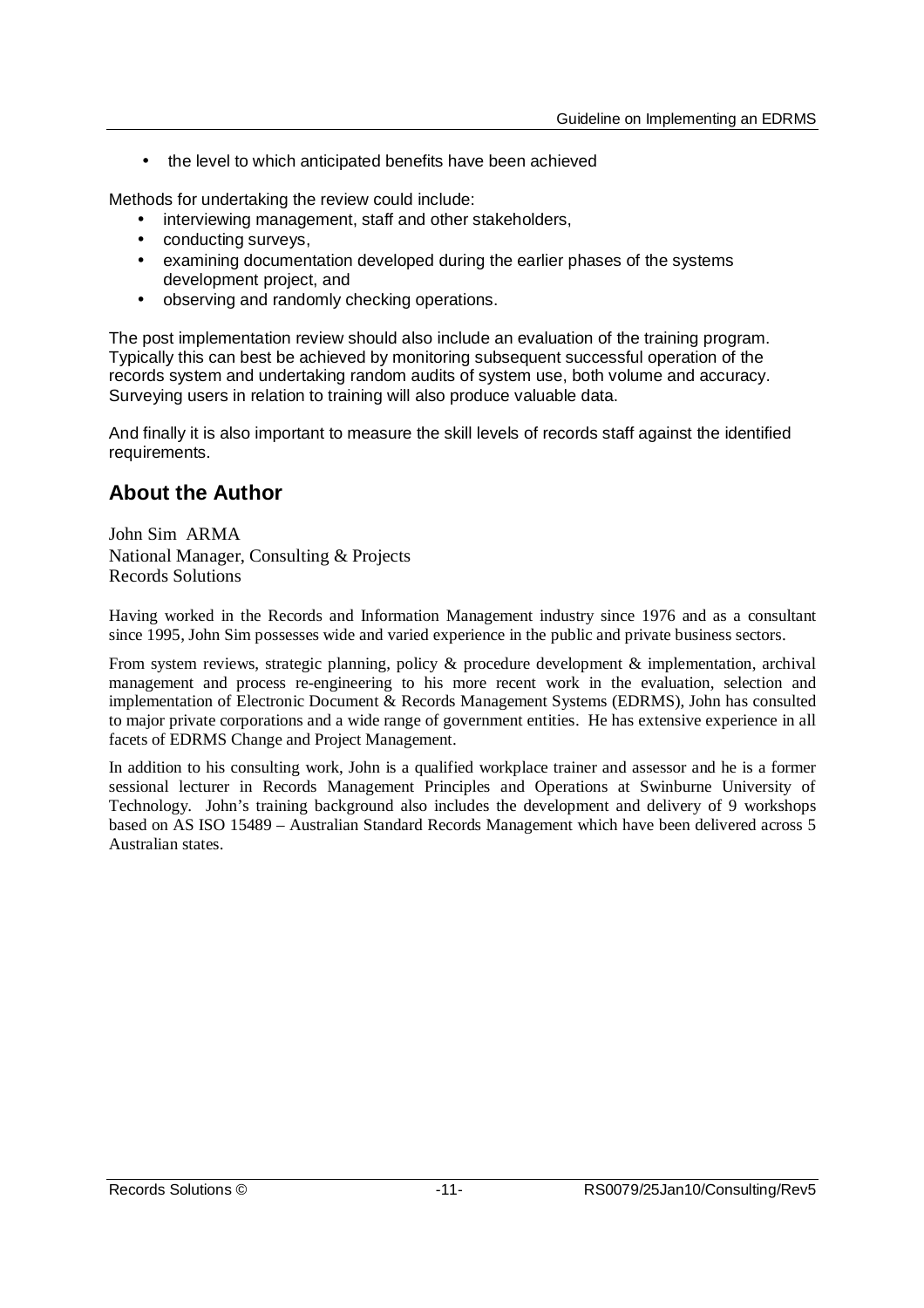- the level to which anticipated benefits have been achieved

Methods for undertaking the review could include:

- interviewing management, staff and other stakeholders,
- conducting surveys,
- examining documentation developed during the earlier phases of the systems development project, and
- observing and randomly checking operations.

The post implementation review should also include an evaluation of the training program. Typically this can best be achieved by monitoring subsequent successful operation of the records system and undertaking random audits of system use, both volume and accuracy. Surveying users in relation to training will also produce valuable data.

And finally it is also important to measure the skill levels of records staff against the identified requirements.

## About the Author

John Sim ARMA
National Manager, Consulting & Projects
Records Solutions

Having worked in the Records and Information Management industry since 1976 and as a consultant since 1995, John Sim possesses wide and varied experience in the public and private business sectors.

From system reviews, strategic planning, policy & procedure development & implementation, archival management and process re-engineering to his more recent work in the evaluation, selection and implementation of Electronic Document & Records Management Systems (EDRMS), John has consulted to major private corporations and a wide range of government entities. He has extensive experience in all facets of EDRMS Change and Project Management.

In addition to his consulting work, John is a qualified workplace trainer and assessor and he is a former sessional lecturer in Records Management Principles and Operations at Swinburne University of Technology. John's training background also includes the development and delivery of 9 workshops based on AS ISO 15489 – Australian Standard Records Management which have been delivered across 5 Australian states.